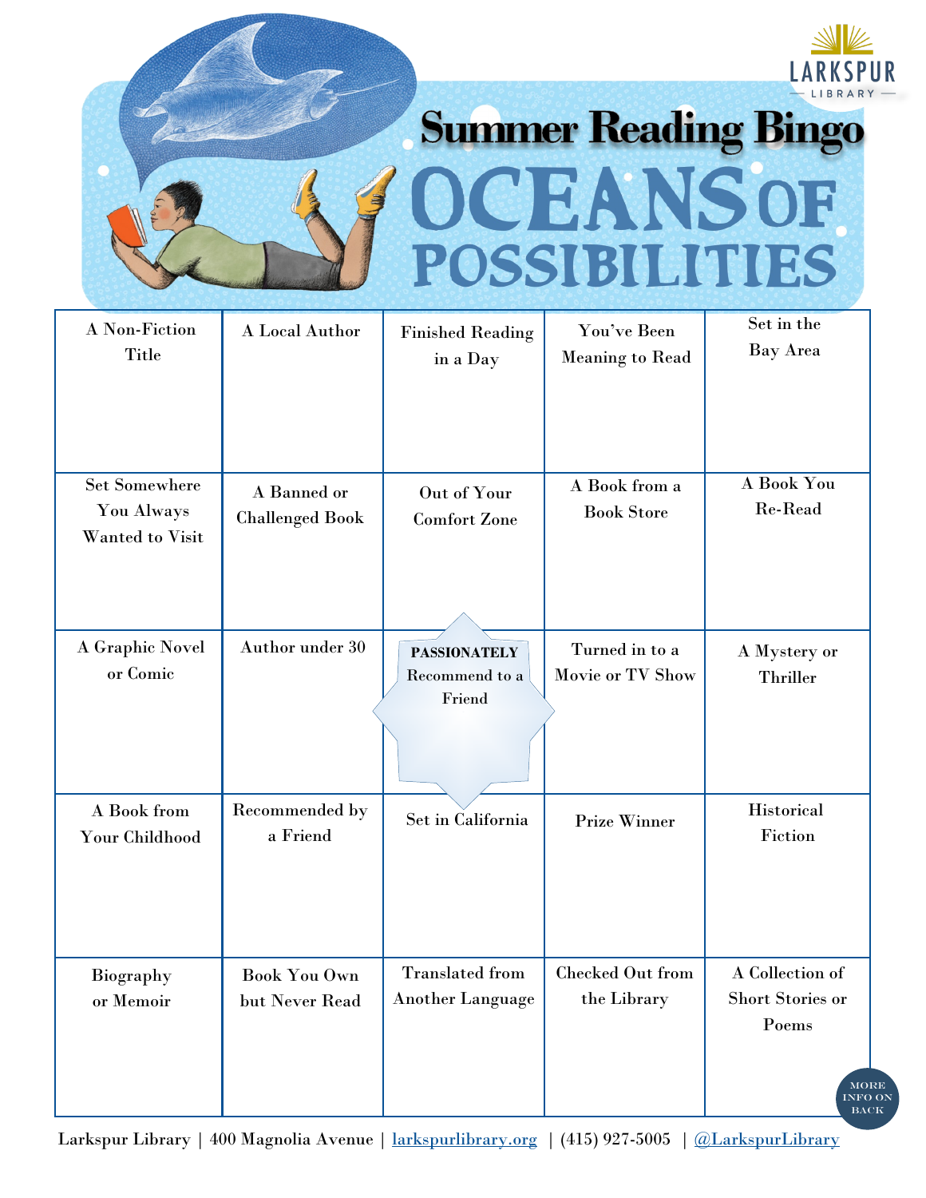LARKSPUR LIBRARY

# Summer Reading Bingo

# OCEANS OF POSSIBILITIES

| | | | | |
|---|---|---|---|---|
| A Non-Fiction Title | A Local Author | Finished Reading in a Day | You've Been Meaning to Read | Set in the Bay Area |
| Set Somewhere You Always Wanted to Visit | A Banned or Challenged Book | Out of Your Comfort Zone | A Book from a Book Store | A Book You Re-Read |
| A Graphic Novel or Comic | Author under 30 | **PASSIONATELY** Recommend to a Friend | Turned in to a Movie or TV Show | A Mystery or Thriller |
| A Book from Your Childhood | Recommended by a Friend | Set in California | Prize Winner | Historical Fiction |
| Biography or Memoir | Book You Own but Never Read | Translated from Another Language | Checked Out from the Library | A Collection of Short Stories or Poems |

MORE INFO ON BACK

Larkspur Library | 400 Magnolia Avenue | larkspurlibrary.org | (415) 927-5005 | @LarkspurLibrary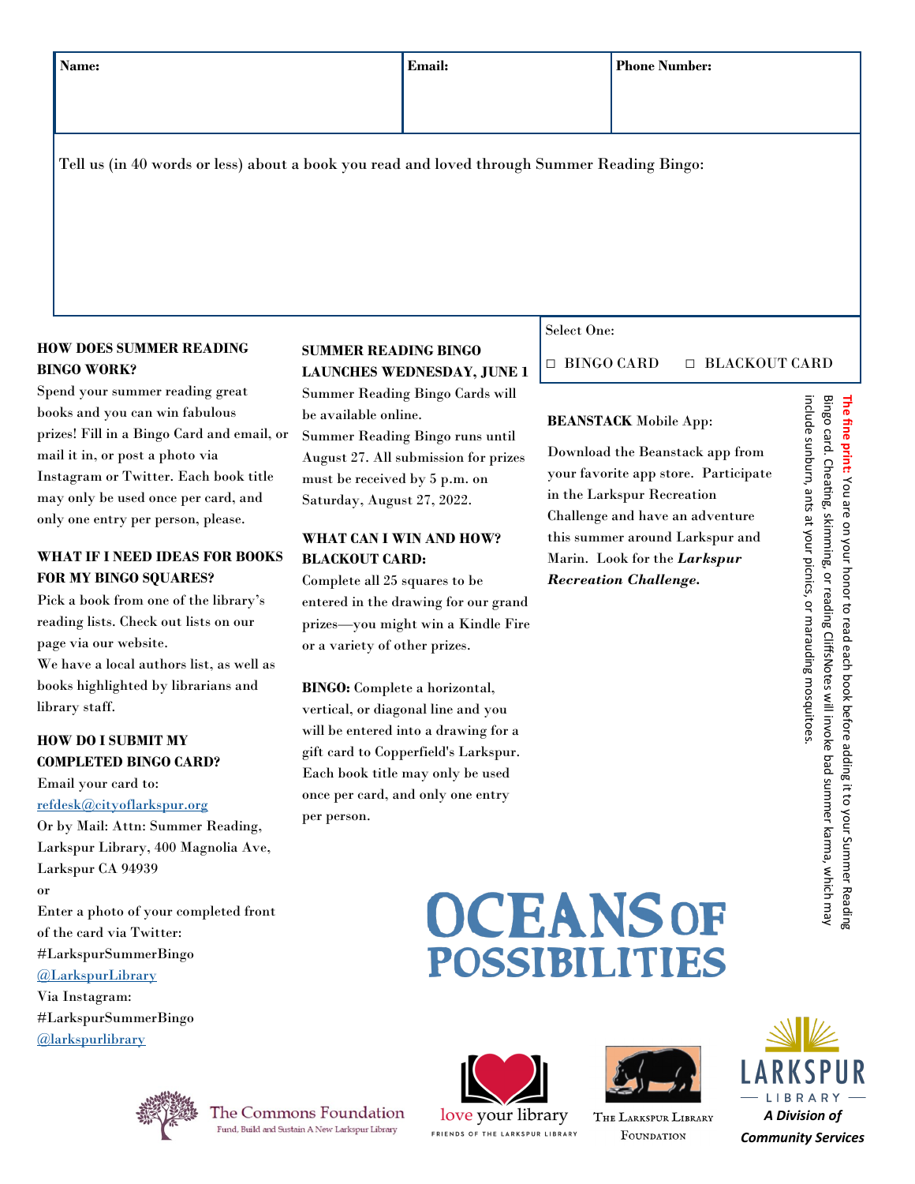| Name: | Email: | Phone Number: |
| --- | --- | --- |
| | | |

Tell us (in 40 words or less) about a book you read and loved through Summer Reading Bingo:

Select One:

☐ BINGO CARD ☐ BLACKOUT CARD

**HOW DOES SUMMER READING BINGO WORK?**

Spend your summer reading great books and you can win fabulous prizes! Fill in a Bingo Card and email, or mail it in, or post a photo via Instagram or Twitter. Each book title may only be used once per card, and only one entry per person, please.

**WHAT IF I NEED IDEAS FOR BOOKS FOR MY BINGO SQUARES?**

Pick a book from one of the library's reading lists. Check out lists on our page via our website.

We have a local authors list, as well as books highlighted by librarians and library staff.

**HOW DO I SUBMIT MY COMPLETED BINGO CARD?**

Email your card to:

refdesk@cityoflarkspur.org

Or by Mail: Attn: Summer Reading, Larkspur Library, 400 Magnolia Ave, Larkspur CA 94939

or

Enter a photo of your completed front of the card via Twitter:

#LarkspurSummerBingo

@LarkspurLibrary

Via Instagram:

#LarkspurSummerBingo

@larkspurlibrary

**SUMMER READING BINGO LAUNCHES WEDNESDAY, JUNE 1**

Summer Reading Bingo Cards will be available online.

Summer Reading Bingo runs until August 27. All submission for prizes must be received by 5 p.m. on Saturday, August 27, 2022.

**WHAT CAN I WIN AND HOW?**

**BLACKOUT CARD:**

Complete all 25 squares to be entered in the drawing for our grand prizes—you might win a Kindle Fire or a variety of other prizes.

**BINGO:** Complete a horizontal, vertical, or diagonal line and you will be entered into a drawing for a gift card to Copperfield's Larkspur. Each book title may only be used once per card, and only one entry per person.

**BEANSTACK** Mobile App:

Download the Beanstack app from your favorite app store. Participate in the Larkspur Recreation Challenge and have an adventure this summer around Larkspur and Marin. Look for the ***Larkspur Recreation Challenge.***

**The fine print:** You are on your honor to read each book before adding it to your Summer Reading Bingo card. Cheating, skimming, or reading CliffsNotes will invoke bad summer karma, which may include sunburn, ants at your picnics, or marauding mosquitoes.

# OCEANS OF POSSIBILITIES

The Commons Foundation
Fund, Build and Sustain A New Larkspur Library

love your library
FRIENDS OF THE LARKSPUR LIBRARY

The Larkspur Library Foundation

LARKSPUR LIBRARY
*A Division of Community Services*